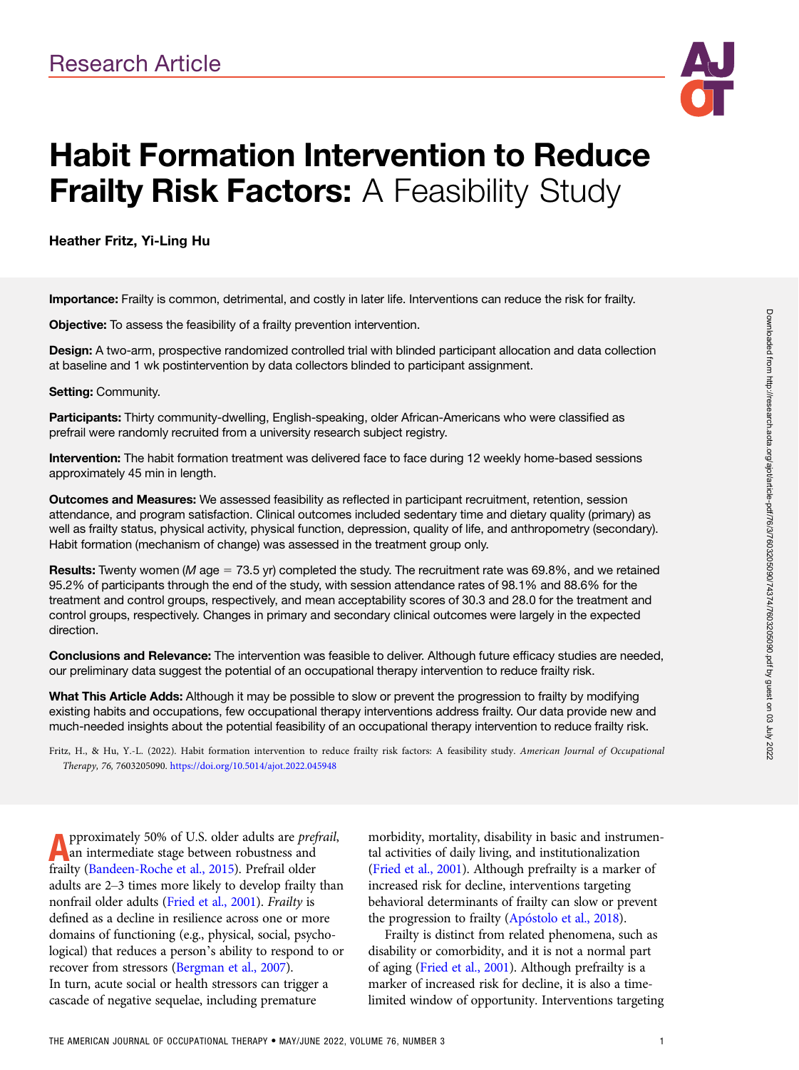Research Article

# Habit Formation Intervention to Reduce Frailty Risk Factors: A Feasibility Study

**Heather Fritz, Yi-Ling Hu**

**Importance:** Frailty is common, detrimental, and costly in later life. Interventions can reduce the risk for frailty.

**Objective:** To assess the feasibility of a frailty prevention intervention.

**Design:** A two-arm, prospective randomized controlled trial with blinded participant allocation and data collection at baseline and 1 wk postintervention by data collectors blinded to participant assignment.

**Setting:** Community.

**Participants:** Thirty community-dwelling, English-speaking, older African-Americans who were classified as prefrail were randomly recruited from a university research subject registry.

**Intervention:** The habit formation treatment was delivered face to face during 12 weekly home-based sessions approximately 45 min in length.

**Outcomes and Measures:** We assessed feasibility as reflected in participant recruitment, retention, session attendance, and program satisfaction. Clinical outcomes included sedentary time and dietary quality (primary) as well as frailty status, physical activity, physical function, depression, quality of life, and anthropometry (secondary). Habit formation (mechanism of change) was assessed in the treatment group only.

**Results:** Twenty women (*M* age = 73.5 yr) completed the study. The recruitment rate was 69.8%, and we retained 95.2% of participants through the end of the study, with session attendance rates of 98.1% and 88.6% for the treatment and control groups, respectively, and mean acceptability scores of 30.3 and 28.0 for the treatment and control groups, respectively. Changes in primary and secondary clinical outcomes were largely in the expected direction.

**Conclusions and Relevance:** The intervention was feasible to deliver. Although future efficacy studies are needed, our preliminary data suggest the potential of an occupational therapy intervention to reduce frailty risk.

**What This Article Adds:** Although it may be possible to slow or prevent the progression to frailty by modifying existing habits and occupations, few occupational therapy interventions address frailty. Our data provide new and much-needed insights about the potential feasibility of an occupational therapy intervention to reduce frailty risk.

Fritz, H., & Hu, Y.-L. (2022). Habit formation intervention to reduce frailty risk factors: A feasibility study. *American Journal of Occupational Therapy, 76*, 7603205090. https://doi.org/10.5014/ajot.2022.045948

Approximately 50% of U.S. older adults are *prefrail*, an intermediate stage between robustness and frailty (Bandeen-Roche et al., 2015). Prefrail older adults are 2–3 times more likely to develop frailty than nonfrail older adults (Fried et al., 2001). *Frailty* is defined as a decline in resilience across one or more domains of functioning (e.g., physical, social, psychological) that reduces a person's ability to respond to or recover from stressors (Bergman et al., 2007). In turn, acute social or health stressors can trigger a cascade of negative sequelae, including premature morbidity, mortality, disability in basic and instrumental activities of daily living, and institutionalization (Fried et al., 2001). Although prefrailty is a marker of increased risk for decline, interventions targeting behavioral determinants of frailty can slow or prevent the progression to frailty (Apóstolo et al., 2018).

Frailty is distinct from related phenomena, such as disability or comorbidity, and it is not a normal part of aging (Fried et al., 2001). Although prefrailty is a marker of increased risk for decline, it is also a time-limited window of opportunity. Interventions targeting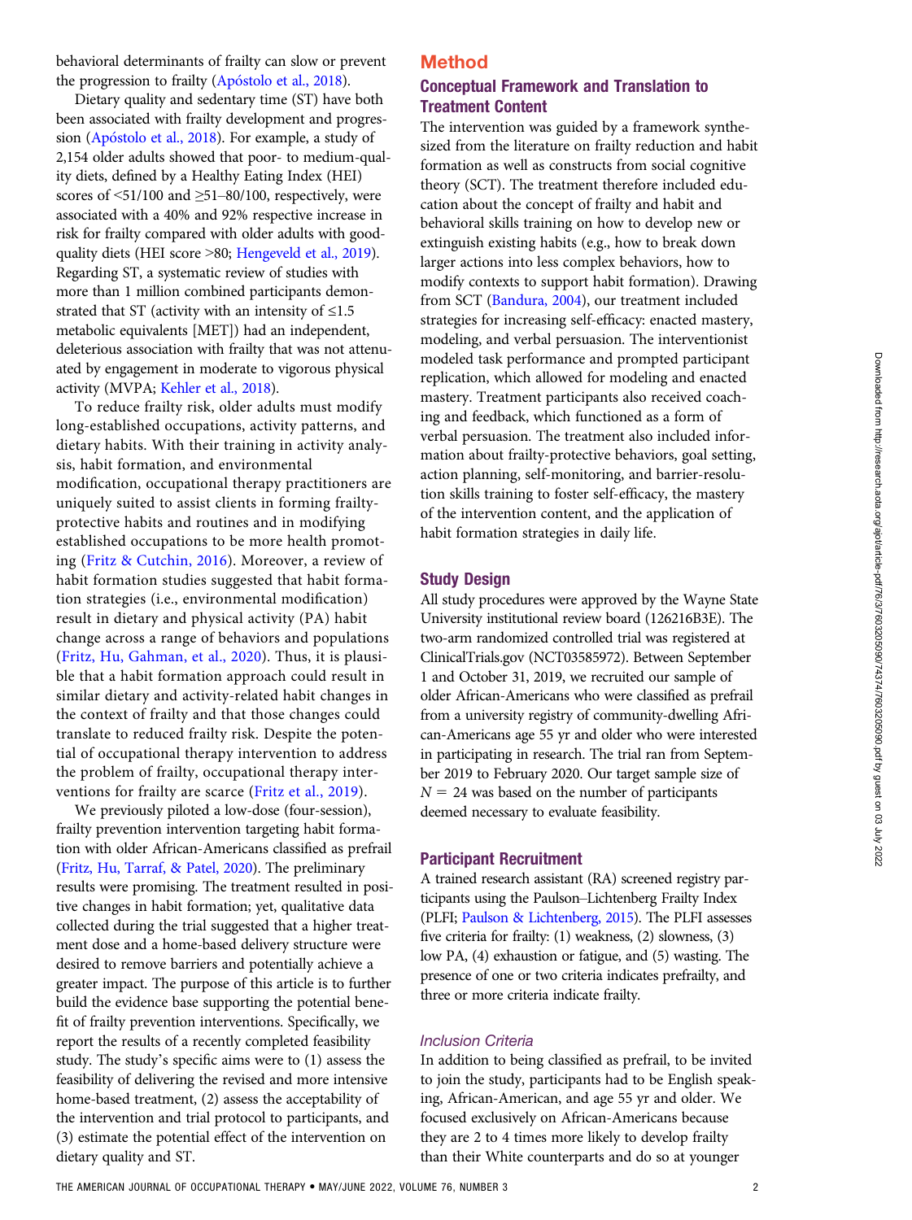behavioral determinants of frailty can slow or prevent the progression to frailty (Apóstolo et al., 2018).

Dietary quality and sedentary time (ST) have both been associated with frailty development and progression (Apóstolo et al., 2018). For example, a study of 2,154 older adults showed that poor- to medium-quality diets, defined by a Healthy Eating Index (HEI) scores of <51/100 and ≥51–80/100, respectively, were associated with a 40% and 92% respective increase in risk for frailty compared with older adults with good-quality diets (HEI score >80; Hengeveld et al., 2019). Regarding ST, a systematic review of studies with more than 1 million combined participants demonstrated that ST (activity with an intensity of ≤1.5 metabolic equivalents [MET]) had an independent, deleterious association with frailty that was not attenuated by engagement in moderate to vigorous physical activity (MVPA; Kehler et al., 2018).

To reduce frailty risk, older adults must modify long-established occupations, activity patterns, and dietary habits. With their training in activity analysis, habit formation, and environmental modification, occupational therapy practitioners are uniquely suited to assist clients in forming frailty-protective habits and routines and in modifying established occupations to be more health promoting (Fritz & Cutchin, 2016). Moreover, a review of habit formation studies suggested that habit formation strategies (i.e., environmental modification) result in dietary and physical activity (PA) habit change across a range of behaviors and populations (Fritz, Hu, Gahman, et al., 2020). Thus, it is plausible that a habit formation approach could result in similar dietary and activity-related habit changes in the context of frailty and that those changes could translate to reduced frailty risk. Despite the potential of occupational therapy intervention to address the problem of frailty, occupational therapy interventions for frailty are scarce (Fritz et al., 2019).

We previously piloted a low-dose (four-session), frailty prevention intervention targeting habit formation with older African-Americans classified as prefrail (Fritz, Hu, Tarraf, & Patel, 2020). The preliminary results were promising. The treatment resulted in positive changes in habit formation; yet, qualitative data collected during the trial suggested that a higher treatment dose and a home-based delivery structure were desired to remove barriers and potentially achieve a greater impact. The purpose of this article is to further build the evidence base supporting the potential benefit of frailty prevention interventions. Specifically, we report the results of a recently completed feasibility study. The study's specific aims were to (1) assess the feasibility of delivering the revised and more intensive home-based treatment, (2) assess the acceptability of the intervention and trial protocol to participants, and (3) estimate the potential effect of the intervention on dietary quality and ST.

# Method

## Conceptual Framework and Translation to Treatment Content

The intervention was guided by a framework synthesized from the literature on frailty reduction and habit formation as well as constructs from social cognitive theory (SCT). The treatment therefore included education about the concept of frailty and habit and behavioral skills training on how to develop new or extinguish existing habits (e.g., how to break down larger actions into less complex behaviors, how to modify contexts to support habit formation). Drawing from SCT (Bandura, 2004), our treatment included strategies for increasing self-efficacy: enacted mastery, modeling, and verbal persuasion. The interventionist modeled task performance and prompted participant replication, which allowed for modeling and enacted mastery. Treatment participants also received coaching and feedback, which functioned as a form of verbal persuasion. The treatment also included information about frailty-protective behaviors, goal setting, action planning, self-monitoring, and barrier-resolution skills training to foster self-efficacy, the mastery of the intervention content, and the application of habit formation strategies in daily life.

## Study Design

All study procedures were approved by the Wayne State University institutional review board (126216B3E). The two-arm randomized controlled trial was registered at ClinicalTrials.gov (NCT03585972). Between September 1 and October 31, 2019, we recruited our sample of older African-Americans who were classified as prefrail from a university registry of community-dwelling African-Americans age 55 yr and older who were interested in participating in research. The trial ran from September 2019 to February 2020. Our target sample size of $N = 24$ was based on the number of participants deemed necessary to evaluate feasibility.

## Participant Recruitment

A trained research assistant (RA) screened registry participants using the Paulson–Lichtenberg Frailty Index (PLFI; Paulson & Lichtenberg, 2015). The PLFI assesses five criteria for frailty: (1) weakness, (2) slowness, (3) low PA, (4) exhaustion or fatigue, and (5) wasting. The presence of one or two criteria indicates prefrailty, and three or more criteria indicate frailty.

### *Inclusion Criteria*

In addition to being classified as prefrail, to be invited to join the study, participants had to be English speaking, African-American, and age 55 yr and older. We focused exclusively on African-Americans because they are 2 to 4 times more likely to develop frailty than their White counterparts and do so at younger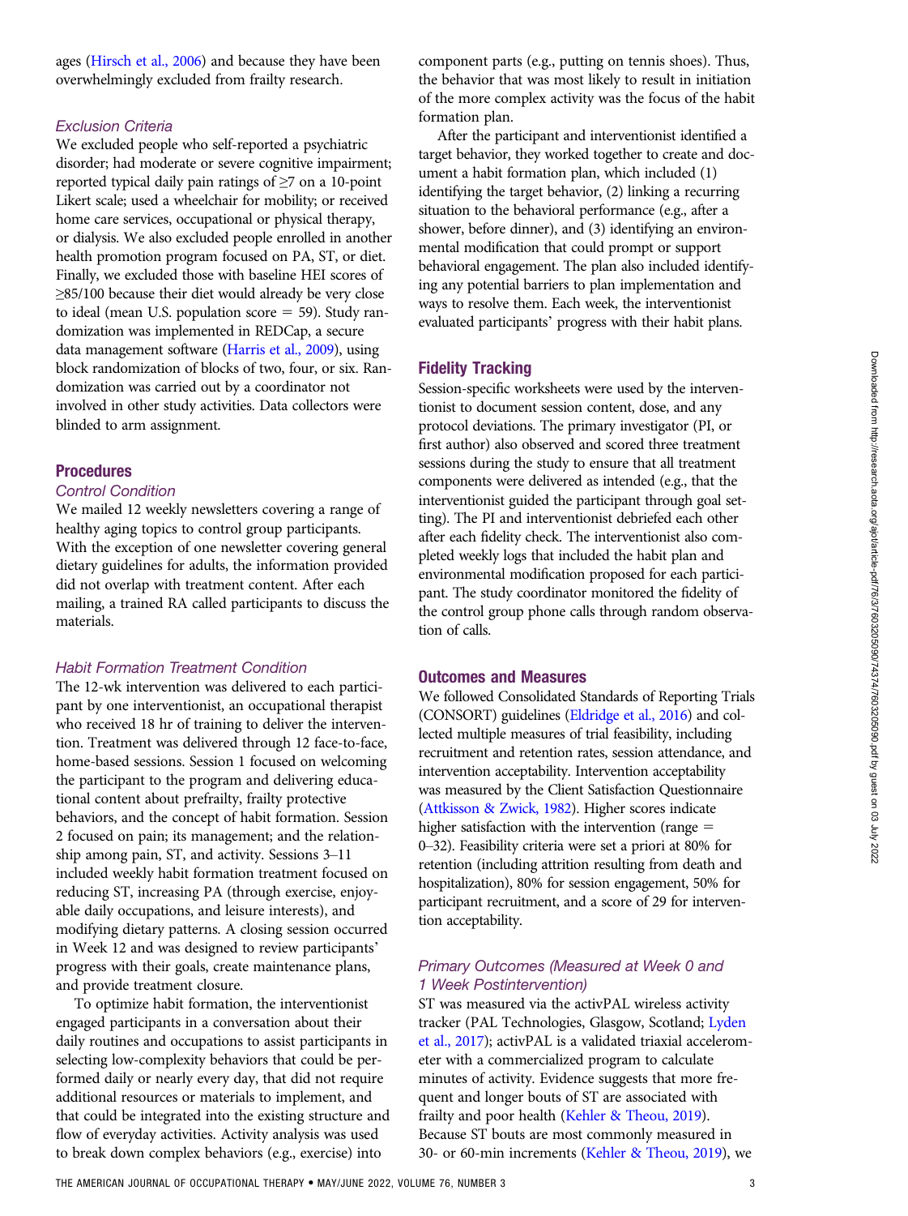ages (Hirsch et al., 2006) and because they have been overwhelmingly excluded from frailty research.

### *Exclusion Criteria*

We excluded people who self-reported a psychiatric disorder; had moderate or severe cognitive impairment; reported typical daily pain ratings of ≥7 on a 10-point Likert scale; used a wheelchair for mobility; or received home care services, occupational or physical therapy, or dialysis. We also excluded people enrolled in another health promotion program focused on PA, ST, or diet. Finally, we excluded those with baseline HEI scores of ≥85/100 because their diet would already be very close to ideal (mean U.S. population score = 59). Study randomization was implemented in REDCap, a secure data management software (Harris et al., 2009), using block randomization of blocks of two, four, or six. Randomization was carried out by a coordinator not involved in other study activities. Data collectors were blinded to arm assignment.

## Procedures

### *Control Condition*

We mailed 12 weekly newsletters covering a range of healthy aging topics to control group participants. With the exception of one newsletter covering general dietary guidelines for adults, the information provided did not overlap with treatment content. After each mailing, a trained RA called participants to discuss the materials.

### *Habit Formation Treatment Condition*

The 12-wk intervention was delivered to each participant by one interventionist, an occupational therapist who received 18 hr of training to deliver the intervention. Treatment was delivered through 12 face-to-face, home-based sessions. Session 1 focused on welcoming the participant to the program and delivering educational content about prefrailty, frailty protective behaviors, and the concept of habit formation. Session 2 focused on pain; its management; and the relationship among pain, ST, and activity. Sessions 3–11 included weekly habit formation treatment focused on reducing ST, increasing PA (through exercise, enjoyable daily occupations, and leisure interests), and modifying dietary patterns. A closing session occurred in Week 12 and was designed to review participants' progress with their goals, create maintenance plans, and provide treatment closure.

To optimize habit formation, the interventionist engaged participants in a conversation about their daily routines and occupations to assist participants in selecting low-complexity behaviors that could be performed daily or nearly every day, that did not require additional resources or materials to implement, and that could be integrated into the existing structure and flow of everyday activities. Activity analysis was used to break down complex behaviors (e.g., exercise) into component parts (e.g., putting on tennis shoes). Thus, the behavior that was most likely to result in initiation of the more complex activity was the focus of the habit formation plan.

After the participant and interventionist identified a target behavior, they worked together to create and document a habit formation plan, which included (1) identifying the target behavior, (2) linking a recurring situation to the behavioral performance (e.g., after a shower, before dinner), and (3) identifying an environmental modification that could prompt or support behavioral engagement. The plan also included identifying any potential barriers to plan implementation and ways to resolve them. Each week, the interventionist evaluated participants' progress with their habit plans.

## Fidelity Tracking

Session-specific worksheets were used by the interventionist to document session content, dose, and any protocol deviations. The primary investigator (PI, or first author) also observed and scored three treatment sessions during the study to ensure that all treatment components were delivered as intended (e.g., that the interventionist guided the participant through goal setting). The PI and interventionist debriefed each other after each fidelity check. The interventionist also completed weekly logs that included the habit plan and environmental modification proposed for each participant. The study coordinator monitored the fidelity of the control group phone calls through random observation of calls.

## Outcomes and Measures

We followed Consolidated Standards of Reporting Trials (CONSORT) guidelines (Eldridge et al., 2016) and collected multiple measures of trial feasibility, including recruitment and retention rates, session attendance, and intervention acceptability. Intervention acceptability was measured by the Client Satisfaction Questionnaire (Attkisson & Zwick, 1982). Higher scores indicate higher satisfaction with the intervention (range = 0–32). Feasibility criteria were set a priori at 80% for retention (including attrition resulting from death and hospitalization), 80% for session engagement, 50% for participant recruitment, and a score of 29 for intervention acceptability.

### *Primary Outcomes (Measured at Week 0 and 1 Week Postintervention)*

ST was measured via the activPAL wireless activity tracker (PAL Technologies, Glasgow, Scotland; Lyden et al., 2017); activPAL is a validated triaxial accelerometer with a commercialized program to calculate minutes of activity. Evidence suggests that more frequent and longer bouts of ST are associated with frailty and poor health (Kehler & Theou, 2019). Because ST bouts are most commonly measured in 30- or 60-min increments (Kehler & Theou, 2019), we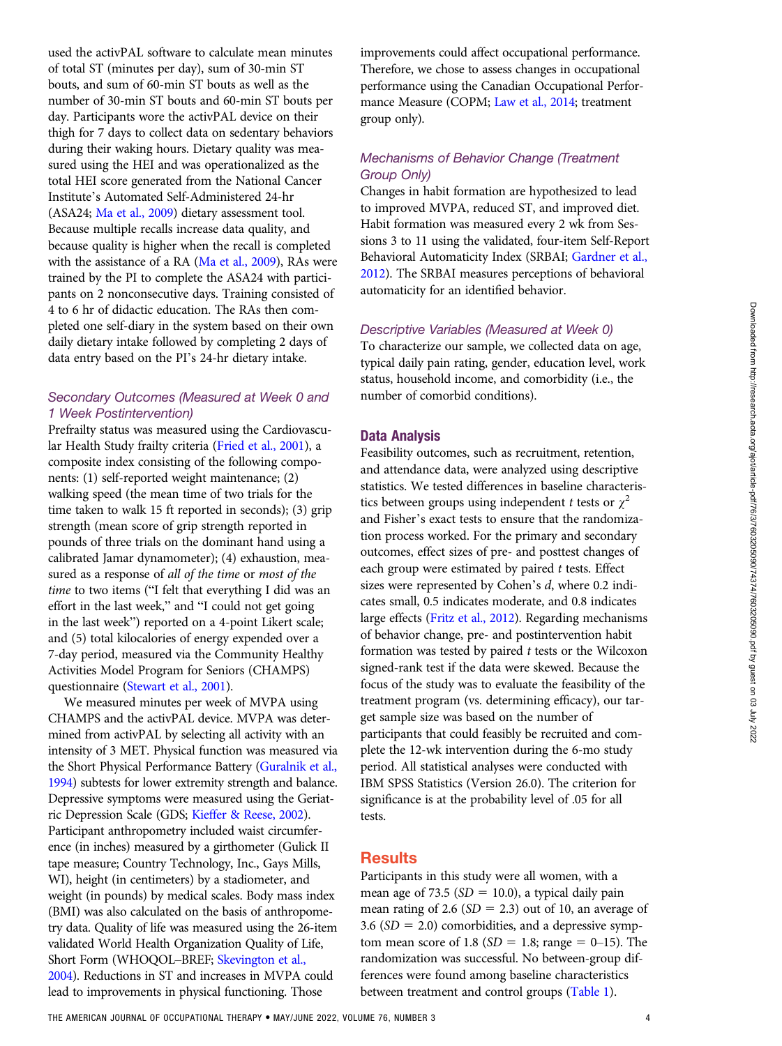used the activPAL software to calculate mean minutes of total ST (minutes per day), sum of 30-min ST bouts, and sum of 60-min ST bouts as well as the number of 30-min ST bouts and 60-min ST bouts per day. Participants wore the activPAL device on their thigh for 7 days to collect data on sedentary behaviors during their waking hours. Dietary quality was measured using the HEI and was operationalized as the total HEI score generated from the National Cancer Institute's Automated Self-Administered 24-hr (ASA24; Ma et al., 2009) dietary assessment tool. Because multiple recalls increase data quality, and because quality is higher when the recall is completed with the assistance of a RA (Ma et al., 2009), RAs were trained by the PI to complete the ASA24 with participants on 2 nonconsecutive days. Training consisted of 4 to 6 hr of didactic education. The RAs then completed one self-diary in the system based on their own daily dietary intake followed by completing 2 days of data entry based on the PI's 24-hr dietary intake.

### Secondary Outcomes (Measured at Week 0 and 1 Week Postintervention)

Prefrailty status was measured using the Cardiovascular Health Study frailty criteria (Fried et al., 2001), a composite index consisting of the following components: (1) self-reported weight maintenance; (2) walking speed (the mean time of two trials for the time taken to walk 15 ft reported in seconds); (3) grip strength (mean score of grip strength reported in pounds of three trials on the dominant hand using a calibrated Jamar dynamometer); (4) exhaustion, measured as a response of *all of the time* or *most of the time* to two items ("I felt that everything I did was an effort in the last week," and "I could not get going in the last week") reported on a 4-point Likert scale; and (5) total kilocalories of energy expended over a 7-day period, measured via the Community Healthy Activities Model Program for Seniors (CHAMPS) questionnaire (Stewart et al., 2001).

We measured minutes per week of MVPA using CHAMPS and the activPAL device. MVPA was determined from activPAL by selecting all activity with an intensity of 3 MET. Physical function was measured via the Short Physical Performance Battery (Guralnik et al., 1994) subtests for lower extremity strength and balance. Depressive symptoms were measured using the Geriatric Depression Scale (GDS; Kieffer & Reese, 2002). Participant anthropometry included waist circumference (in inches) measured by a girthometer (Gulick II tape measure; Country Technology, Inc., Gays Mills, WI), height (in centimeters) by a stadiometer, and weight (in pounds) by medical scales. Body mass index (BMI) was also calculated on the basis of anthropometry data. Quality of life was measured using the 26-item validated World Health Organization Quality of Life, Short Form (WHOQOL–BREF; Skevington et al., 2004). Reductions in ST and increases in MVPA could lead to improvements in physical functioning. Those improvements could affect occupational performance. Therefore, we chose to assess changes in occupational performance using the Canadian Occupational Performance Measure (COPM; Law et al., 2014; treatment group only).

### Mechanisms of Behavior Change (Treatment Group Only)

Changes in habit formation are hypothesized to lead to improved MVPA, reduced ST, and improved diet. Habit formation was measured every 2 wk from Sessions 3 to 11 using the validated, four-item Self-Report Behavioral Automaticity Index (SRBAI; Gardner et al., 2012). The SRBAI measures perceptions of behavioral automaticity for an identified behavior.

### Descriptive Variables (Measured at Week 0)

To characterize our sample, we collected data on age, typical daily pain rating, gender, education level, work status, household income, and comorbidity (i.e., the number of comorbid conditions).

## Data Analysis

Feasibility outcomes, such as recruitment, retention, and attendance data, were analyzed using descriptive statistics. We tested differences in baseline characteristics between groups using independent $t$ tests or $\chi^2$ and Fisher's exact tests to ensure that the randomization process worked. For the primary and secondary outcomes, effect sizes of pre- and posttest changes of each group were estimated by paired $t$ tests. Effect sizes were represented by Cohen's $d$, where 0.2 indicates small, 0.5 indicates moderate, and 0.8 indicates large effects (Fritz et al., 2012). Regarding mechanisms of behavior change, pre- and postintervention habit formation was tested by paired $t$ tests or the Wilcoxon signed-rank test if the data were skewed. Because the focus of the study was to evaluate the feasibility of the treatment program (vs. determining efficacy), our target sample size was based on the number of participants that could feasibly be recruited and complete the 12-wk intervention during the 6-mo study period. All statistical analyses were conducted with IBM SPSS Statistics (Version 26.0). The criterion for significance is at the probability level of .05 for all tests.

# Results

Participants in this study were all women, with a mean age of 73.5 ($SD$ = 10.0), a typical daily pain mean rating of 2.6 ($SD$ = 2.3) out of 10, an average of 3.6 ($SD$ = 2.0) comorbidities, and a depressive symptom mean score of 1.8 ($SD$ = 1.8; range = 0–15). The randomization was successful. No between-group differences were found among baseline characteristics between treatment and control groups (Table 1).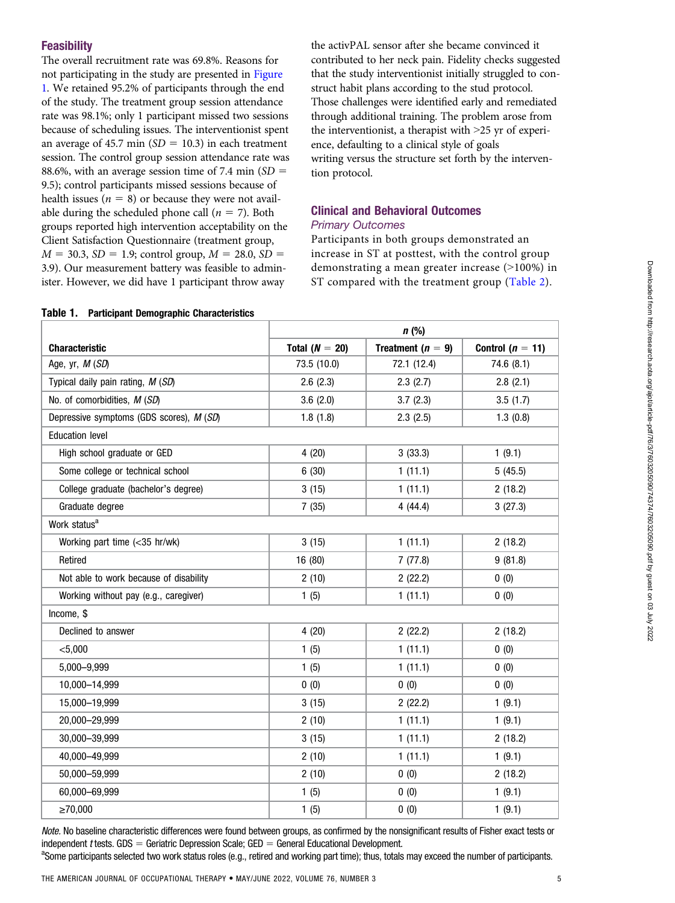### Feasibility

The overall recruitment rate was 69.8%. Reasons for not participating in the study are presented in Figure 1. We retained 95.2% of participants through the end of the study. The treatment group session attendance rate was 98.1%; only 1 participant missed two sessions because of scheduling issues. The interventionist spent an average of 45.7 min ($SD$ = 10.3) in each treatment session. The control group session attendance rate was 88.6%, with an average session time of 7.4 min ($SD$ = 9.5); control participants missed sessions because of health issues ($n$ = 8) or because they were not available during the scheduled phone call ($n$ = 7). Both groups reported high intervention acceptability on the Client Satisfaction Questionnaire (treatment group, $M$ = 30.3, $SD$ = 1.9; control group, $M$ = 28.0, $SD$ = 3.9). Our measurement battery was feasible to administer. However, we did have 1 participant throw away the activPAL sensor after she became convinced it contributed to her neck pain. Fidelity checks suggested that the study interventionist initially struggled to construct habit plans according to the stud protocol. Those challenges were identified early and remediated through additional training. The problem arose from the interventionist, a therapist with >25 yr of experience, defaulting to a clinical style of goals writing versus the structure set forth by the intervention protocol.

### Clinical and Behavioral Outcomes

#### *Primary Outcomes*

Participants in both groups demonstrated an increase in ST at posttest, with the control group demonstrating a mean greater increase (>100%) in ST compared with the treatment group (Table 2).

**Table 1. Participant Demographic Characteristics**

| Characteristic | $n$ (%) | | |
|---|---|---|---|
| | Total ($N$ = 20) | Treatment ($n$ = 9) | Control ($n$ = 11) |
| Age, yr, $M$ ($SD$) | 73.5 (10.0) | 72.1 (12.4) | 74.6 (8.1) |
| Typical daily pain rating, $M$ ($SD$) | 2.6 (2.3) | 2.3 (2.7) | 2.8 (2.1) |
| No. of comorbidities, $M$ ($SD$) | 3.6 (2.0) | 3.7 (2.3) | 3.5 (1.7) |
| Depressive symptoms (GDS scores), $M$ ($SD$) | 1.8 (1.8) | 2.3 (2.5) | 1.3 (0.8) |
| Education level | | | |
| High school graduate or GED | 4 (20) | 3 (33.3) | 1 (9.1) |
| Some college or technical school | 6 (30) | 1 (11.1) | 5 (45.5) |
| College graduate (bachelor's degree) | 3 (15) | 1 (11.1) | 2 (18.2) |
| Graduate degree | 7 (35) | 4 (44.4) | 3 (27.3) |
| Work status[a] | | | |
| Working part time (<35 hr/wk) | 3 (15) | 1 (11.1) | 2 (18.2) |
| Retired | 16 (80) | 7 (77.8) | 9 (81.8) |
| Not able to work because of disability | 2 (10) | 2 (22.2) | 0 (0) |
| Working without pay (e.g., caregiver) | 1 (5) | 1 (11.1) | 0 (0) |
| Income, $ | | | |
| Declined to answer | 4 (20) | 2 (22.2) | 2 (18.2) |
| <5,000 | 1 (5) | 1 (11.1) | 0 (0) |
| 5,000–9,999 | 1 (5) | 1 (11.1) | 0 (0) |
| 10,000–14,999 | 0 (0) | 0 (0) | 0 (0) |
| 15,000–19,999 | 3 (15) | 2 (22.2) | 1 (9.1) |
| 20,000–29,999 | 2 (10) | 1 (11.1) | 1 (9.1) |
| 30,000–39,999 | 3 (15) | 1 (11.1) | 2 (18.2) |
| 40,000–49,999 | 2 (10) | 1 (11.1) | 1 (9.1) |
| 50,000–59,999 | 2 (10) | 0 (0) | 2 (18.2) |
| 60,000–69,999 | 1 (5) | 0 (0) | 1 (9.1) |
| ≥70,000 | 1 (5) | 0 (0) | 1 (9.1) |

*Note.* No baseline characteristic differences were found between groups, as confirmed by the nonsignificant results of Fisher exact tests or independent $t$ tests. GDS = Geriatric Depression Scale; GED = General Educational Development.

[a]Some participants selected two work status roles (e.g., retired and working part time); thus, totals may exceed the number of participants.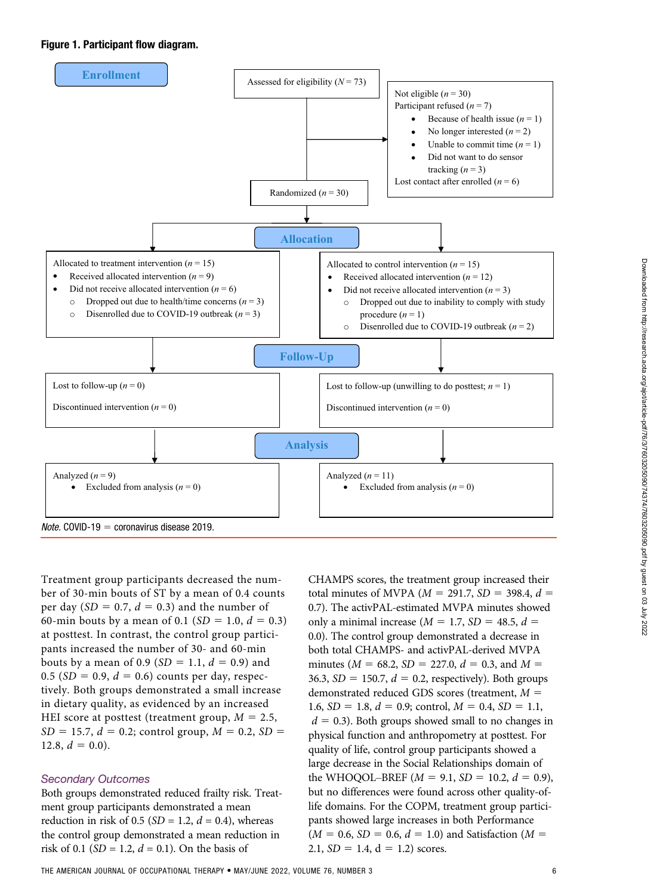**Figure 1. Participant flow diagram.**

**Enrollment**

Assessed for eligibility ($N$ = 73)

Not eligible ($n$ = 30)
Participant refused ($n$ = 7)
- Because of health issue ($n$ = 1)
- No longer interested ($n$ = 2)
- Unable to commit time ($n$ = 1)
- Did not want to do sensor tracking ($n$ = 3)

Lost contact after enrolled ($n$ = 6)

Randomized ($n$ = 30)

**Allocation**

Allocated to treatment intervention ($n$ = 15)
- Received allocated intervention ($n$ = 9)
- Did not receive allocated intervention ($n$ = 6)
  - Dropped out due to health/time concerns ($n$ = 3)
  - Disenrolled due to COVID-19 outbreak ($n$ = 3)

Allocated to control intervention ($n$ = 15)
- Received allocated intervention ($n$ = 12)
- Did not receive allocated intervention ($n$ = 3)
  - Dropped out due to inability to comply with study procedure ($n$ = 1)
  - Disenrolled due to COVID-19 outbreak ($n$ = 2)

**Follow-Up**

Lost to follow-up ($n$ = 0)

Discontinued intervention ($n$ = 0)

Lost to follow-up (unwilling to do posttest; $n$ = 1)

Discontinued intervention ($n$ = 0)

**Analysis**

Analyzed ($n$ = 9)
- Excluded from analysis ($n$ = 0)

Analyzed ($n$ = 11)
- Excluded from analysis ($n$ = 0)

*Note.* COVID-19 = coronavirus disease 2019.

Treatment group participants decreased the number of 30-min bouts of ST by a mean of 0.4 counts per day ($SD$ = 0.7, $d$ = 0.3) and the number of 60-min bouts by a mean of 0.1 ($SD$ = 1.0, $d$ = 0.3) at posttest. In contrast, the control group participants increased the number of 30- and 60-min bouts by a mean of 0.9 ($SD$ = 1.1, $d$ = 0.9) and 0.5 ($SD$ = 0.9, $d$ = 0.6) counts per day, respectively. Both groups demonstrated a small increase in dietary quality, as evidenced by an increased HEI score at posttest (treatment group, $M$ = 2.5, $SD$ = 15.7, $d$ = 0.2; control group, $M$ = 0.2, $SD$ = 12.8, $d$ = 0.0).

### *Secondary Outcomes*

Both groups demonstrated reduced frailty risk. Treatment group participants demonstrated a mean reduction in risk of 0.5 ($SD$ = 1.2, $d$ = 0.4), whereas the control group demonstrated a mean reduction in risk of 0.1 ($SD$ = 1.2, $d$ = 0.1). On the basis of CHAMPS scores, the treatment group increased their total minutes of MVPA ($M$ = 291.7, $SD$ = 398.4, $d$ = 0.7). The activPAL-estimated MVPA minutes showed only a minimal increase ($M$ = 1.7, $SD$ = 48.5, $d$ = 0.0). The control group demonstrated a decrease in both total CHAMPS- and activPAL-derived MVPA minutes ($M$ = 68.2, $SD$ = 227.0, $d$ = 0.3, and $M$ = 36.3, $SD$ = 150.7, $d$ = 0.2, respectively). Both groups demonstrated reduced GDS scores (treatment, $M$ = 1.6, $SD$ = 1.8, $d$ = 0.9; control, $M$ = 0.4, $SD$ = 1.1, $d$ = 0.3). Both groups showed small to no changes in physical function and anthropometry at posttest. For quality of life, control group participants showed a large decrease in the Social Relationships domain of the WHOQOL–BREF ($M$ = 9.1, $SD$ = 10.2, $d$ = 0.9), but no differences were found across other quality-of-life domains. For the COPM, treatment group participants showed large increases in both Performance ($M$ = 0.6, $SD$ = 0.6, $d$ = 1.0) and Satisfaction ($M$ = 2.1, $SD$ = 1.4, d = 1.2) scores.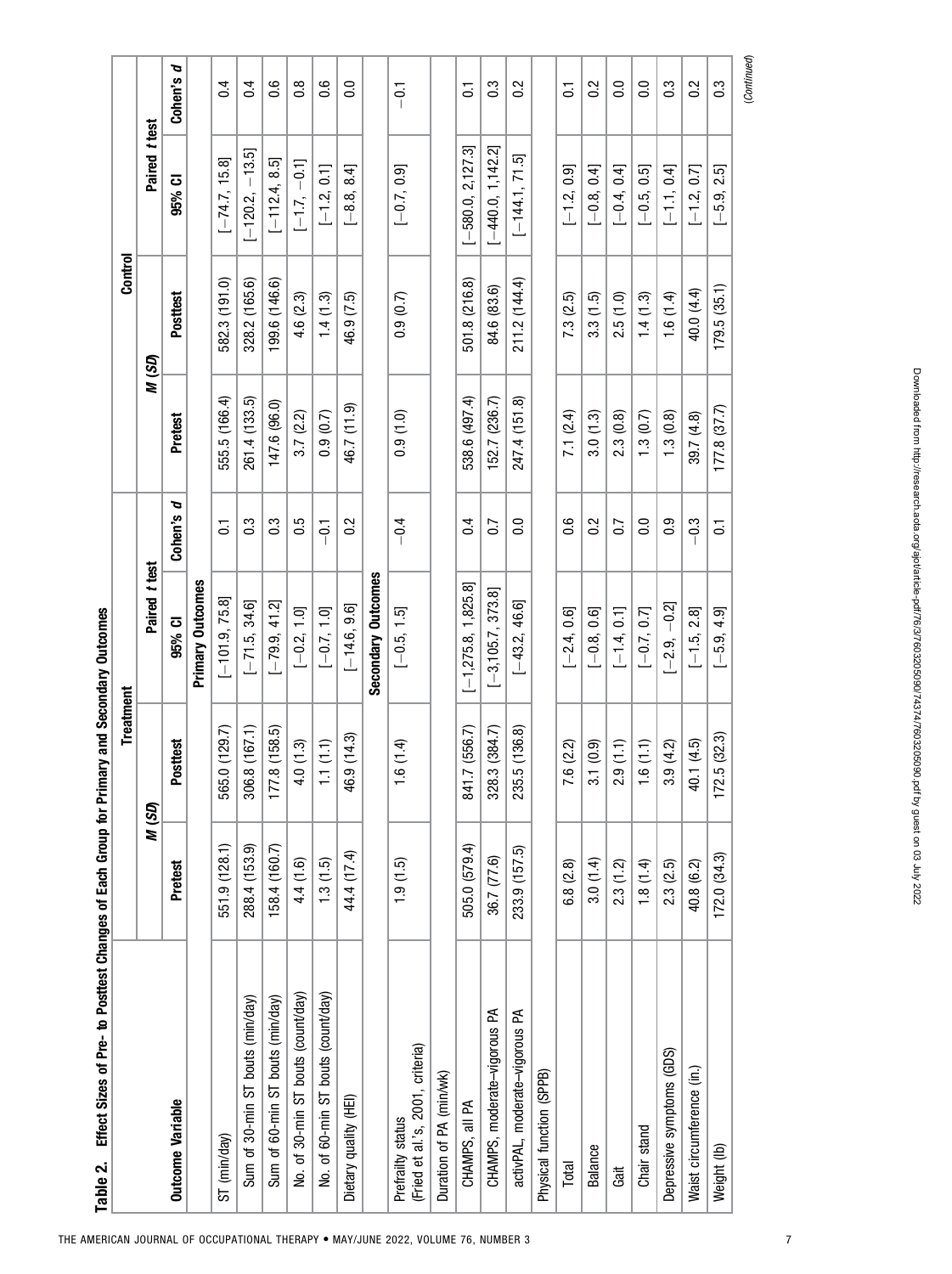**Table 2. Effect Sizes of Pre- to Posttest Changes of Each Group for Primary and Secondary Outcomes**

| Outcome Variable | Treatment | | | | Control | | | |
|---|---|---|---|---|---|---|---|---|
| | *M* (*SD*) | | Paired *t* test | | *M* (*SD*) | | Paired *t* test | |
| | Pretest | Posttest | 95% CI | Cohen's *d* | Pretest | Posttest | 95% CI | Cohen's *d* |
| **Primary Outcomes** | | | | | | | | |
| ST (min/day) | 551.9 (128.1) | 565.0 (129.7) | [−101.9, 75.8] | 0.1 | 555.5 (166.4) | 582.3 (191.0) | [−74.7, 15.8] | 0.4 |
| Sum of 30-min ST bouts (min/day) | 288.4 (153.9) | 306.8 (167.1) | [−71.5, 34.6] | 0.3 | 261.4 (133.5) | 328.2 (165.6) | [−120.2, −13.5] | 0.4 |
| Sum of 60-min ST bouts (min/day) | 158.4 (160.7) | 177.8 (158.5) | [−79.9, 41.2] | 0.3 | 147.6 (96.0) | 199.6 (146.6) | [−112.4, 8.5] | 0.6 |
| No. of 30-min ST bouts (count/day) | 4.4 (1.6) | 4.0 (1.3) | [−0.2, 1.0] | 0.5 | 3.7 (2.2) | 4.6 (2.3) | [−1.7, −0.1] | 0.8 |
| No. of 60-min ST bouts (count/day) | 1.3 (1.5) | 1.1 (1.1) | [−0.7, 1.0] | −0.1 | 0.9 (0.7) | 1.4 (1.3) | [−1.2, 0.1] | 0.6 |
| Dietary quality (HEI) | 44.4 (17.4) | 46.9 (14.3) | [−14.6, 9.6] | 0.2 | 46.7 (11.9) | 46.9 (7.5) | [−8.8, 8.4] | 0.0 |
| **Secondary Outcomes** | | | | | | | | |
| Prefrailty status (Fried et al.'s, 2001, criteria) | 1.9 (1.5) | 1.6 (1.4) | [−0.5, 1.5] | −0.4 | 0.9 (1.0) | 0.9 (0.7) | [−0.7, 0.9] | −0.1 |
| Duration of PA (min/wk) | | | | | | | | |
| CHAMPS, all PA | 505.0 (579.4) | 841.7 (556.7) | [−1,275.8, 1,825.8] | 0.4 | 538.6 (497.4) | 501.8 (216.8) | [−580.0, 2,127.3] | 0.1 |
| CHAMPS, moderate–vigorous PA | 36.7 (77.6) | 328.3 (384.7) | [−3,105.7, 373.8] | 0.7 | 152.7 (236.7) | 84.6 (83.6) | [−440.0, 1,142.2] | 0.3 |
| activPAL, moderate–vigorous PA | 233.9 (157.5) | 235.5 (136.8) | [−43.2, 46.6] | 0.0 | 247.4 (151.8) | 211.2 (144.4) | [−144.1, 71.5] | 0.2 |
| Physical function (SPPB) | | | | | | | | |
| Total | 6.8 (2.8) | 7.6 (2.2) | [−2.4, 0.6] | 0.6 | 7.1 (2.4) | 7.3 (2.5) | [−1.2, 0.9] | 0.1 |
| Balance | 3.0 (1.4) | 3.1 (0.9) | [−0.8, 0.6] | 0.2 | 3.0 (1.3) | 3.3 (1.5) | [−0.8, 0.4] | 0.2 |
| Gait | 2.3 (1.2) | 2.9 (1.1) | [−1.4, 0.1] | 0.7 | 2.3 (0.8) | 2.5 (1.0) | [−0.4, 0.4] | 0.0 |
| Chair stand | 1.8 (1.4) | 1.6 (1.1) | [−0.7, 0.7] | 0.0 | 1.3 (0.7) | 1.4 (1.3) | [−0.5, 0.5] | 0.0 |
| Depressive symptoms (GDS) | 2.3 (2.5) | 3.9 (4.2) | [−2.9, −0.2] | 0.9 | 1.3 (0.8) | 1.6 (1.4) | [−1.1, 0.4] | 0.3 |
| Waist circumference (in.) | 40.8 (6.2) | 40.1 (4.5) | [−1.5, 2.8] | −0.3 | 39.7 (4.8) | 40.0 (4.4) | [−1.2, 0.7] | 0.2 |
| Weight (lb) | 172.0 (34.3) | 172.5 (32.3) | [−5.9, 4.9] | 0.1 | 177.8 (37.7) | 179.5 (35.1) | [−5.9, 2.5] | 0.3 |

(Continued)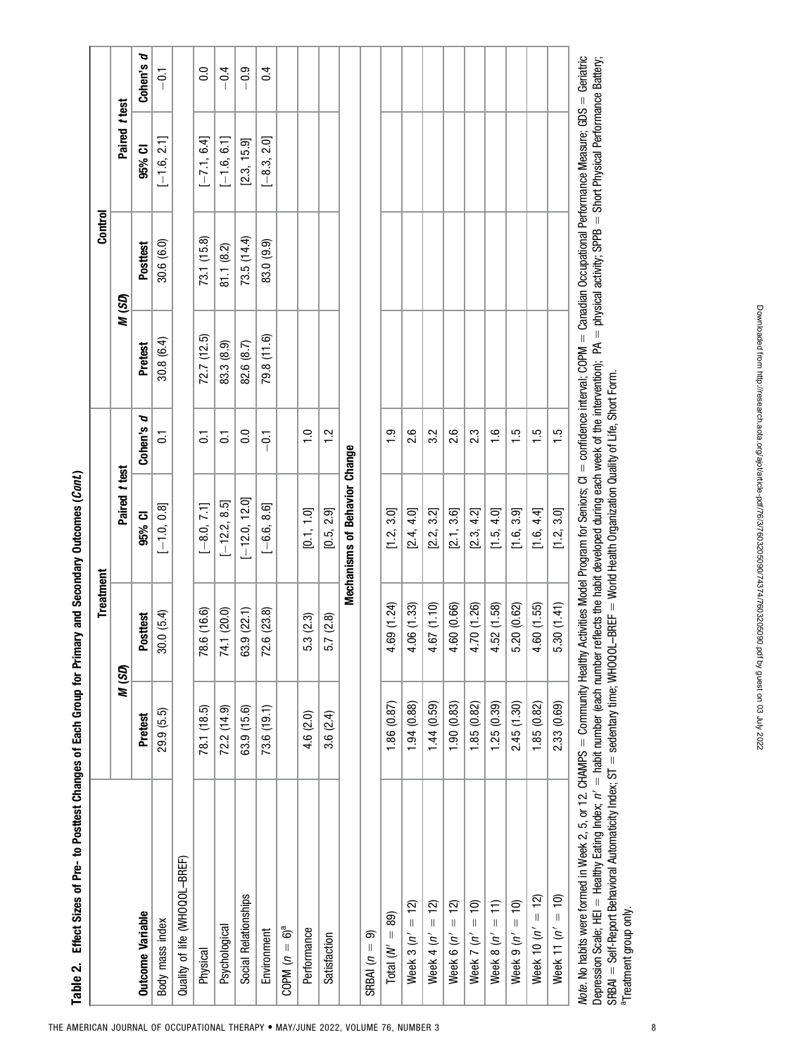**Table 2. Effect Sizes of Pre- to Posttest Changes of Each Group for Primary and Secondary Outcomes (*Cont.*)**

| Outcome Variable | Treatment | | | | Control | | | |
|---|---|---|---|---|---|---|---|---|
| | *M* (*SD*) | | Paired *t* test | | *M* (*SD*) | | Paired *t* test | |
| | Pretest | Posttest | 95% CI | Cohen's *d* | Pretest | Posttest | 95% CI | Cohen's *d* |
| Body mass index | 29.9 (5.5) | 30.0 (5.4) | [−1.0, 0.8] | 0.1 | 30.8 (6.4) | 30.6 (6.0) | [−1.6, 2.1] | −0.1 |
| Quality of life (WHOQOL–BREF) | | | | | | | | |
| Physical | 78.1 (18.5) | 78.6 (16.6) | [−8.0, 7.1] | 0.1 | 72.7 (12.5) | 73.1 (15.8) | [−7.1, 6.4] | 0.0 |
| Psychological | 72.2 (14.9) | 74.1 (20.0) | [−12.2, 8.5] | 0.1 | 83.3 (8.9) | 81.1 (8.2) | [−1.6, 6.1] | −0.4 |
| Social Relationships | 63.9 (15.6) | 63.9 (22.1) | [−12.0, 12.0] | 0.0 | 82.6 (8.7) | 73.5 (14.4) | [2.3, 15.9] | −0.9 |
| Environment | 73.6 (19.1) | 72.6 (23.8) | [−6.6, 8.6] | −0.1 | 79.8 (11.6) | 83.0 (9.9) | [−8.3, 2.0] | 0.4 |
| COPM ($n = 6$)[a] | | | | | | | | |
| Performance | 4.6 (2.0) | 5.3 (2.3) | [0.1, 1.0] | 1.0 | | | | |
| Satisfaction | 3.6 (2.4) | 5.7 (2.8) | [0.5, 2.9] | 1.2 | | | | |
| **Mechanisms of Behavior Change** | | | | | | | | |
| SRBAI ($n = 9$) | | | | | | | | |
| Total ($N' = 89$) | 1.86 (0.87) | 4.69 (1.24) | [1.2, 3.0] | 1.9 | | | | |
| Week 3 ($n' = 12$) | 1.94 (0.88) | 4.06 (1.33) | [2.4, 4.0] | 2.6 | | | | |
| Week 4 ($n' = 12$) | 1.44 (0.59) | 4.67 (1.10) | [2.2, 3.2] | 3.2 | | | | |
| Week 6 ($n' = 12$) | 1.90 (0.83) | 4.60 (0.66) | [2.1, 3.6] | 2.6 | | | | |
| Week 7 ($n' = 10$) | 1.85 (0.82) | 4.70 (1.26) | [2.3, 4.2] | 2.3 | | | | |
| Week 8 ($n' = 11$) | 1.25 (0.39) | 4.52 (1.58) | [1.5, 4.0] | 1.6 | | | | |
| Week 9 ($n' = 10$) | 2.45 (1.30) | 5.20 (0.62) | [1.6, 3.9] | 1.5 | | | | |
| Week 10 ($n' = 12$) | 1.85 (0.82) | 4.60 (1.55) | [1.6, 4.4] | 1.5 | | | | |
| Week 11 ($n' = 10$) | 2.33 (0.69) | 5.30 (1.41) | [1.2, 3.0] | 1.5 | | | | |

*Note.* No habits were formed in Week 2, 5, or 12. CHAMPS = Community Healthy Activities Model Program for Seniors; CI = confidence interval; COPM = Canadian Occupational Performance Measure; GDS = Geriatric Depression Scale; HEI = Healthy Eating Index; $n'$ = habit number (each number reflects the habit developed during each week of the intervention); PA = physical activity; SPPB = Short Physical Performance Battery; SRBAI = Self-Report Behavioral Automaticity Index; ST = sedentary time; WHOQOL–BREF = World Health Organization Quality of Life, Short Form.
[a]Treatment group only.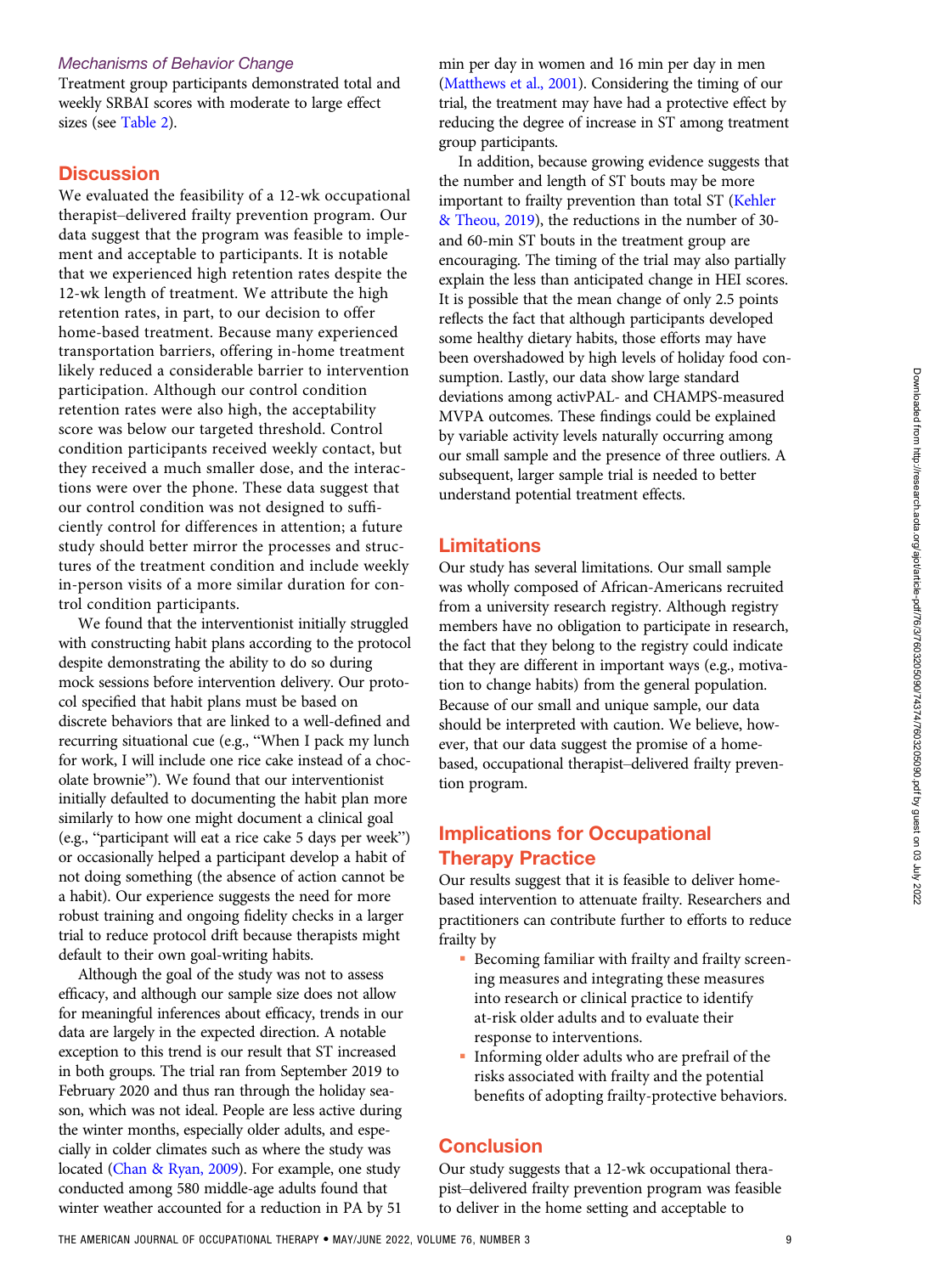### *Mechanisms of Behavior Change*

Treatment group participants demonstrated total and weekly SRBAI scores with moderate to large effect sizes (see Table 2).

## Discussion

We evaluated the feasibility of a 12-wk occupational therapist–delivered frailty prevention program. Our data suggest that the program was feasible to implement and acceptable to participants. It is notable that we experienced high retention rates despite the 12-wk length of treatment. We attribute the high retention rates, in part, to our decision to offer home-based treatment. Because many experienced transportation barriers, offering in-home treatment likely reduced a considerable barrier to intervention participation. Although our control condition retention rates were also high, the acceptability score was below our targeted threshold. Control condition participants received weekly contact, but they received a much smaller dose, and the interactions were over the phone. These data suggest that our control condition was not designed to sufficiently control for differences in attention; a future study should better mirror the processes and structures of the treatment condition and include weekly in-person visits of a more similar duration for control condition participants.

We found that the interventionist initially struggled with constructing habit plans according to the protocol despite demonstrating the ability to do so during mock sessions before intervention delivery. Our protocol specified that habit plans must be based on discrete behaviors that are linked to a well-defined and recurring situational cue (e.g., "When I pack my lunch for work, I will include one rice cake instead of a chocolate brownie"). We found that our interventionist initially defaulted to documenting the habit plan more similarly to how one might document a clinical goal (e.g., "participant will eat a rice cake 5 days per week") or occasionally helped a participant develop a habit of not doing something (the absence of action cannot be a habit). Our experience suggests the need for more robust training and ongoing fidelity checks in a larger trial to reduce protocol drift because therapists might default to their own goal-writing habits.

Although the goal of the study was not to assess efficacy, and although our sample size does not allow for meaningful inferences about efficacy, trends in our data are largely in the expected direction. A notable exception to this trend is our result that ST increased in both groups. The trial ran from September 2019 to February 2020 and thus ran through the holiday season, which was not ideal. People are less active during the winter months, especially older adults, and especially in colder climates such as where the study was located (Chan & Ryan, 2009). For example, one study conducted among 580 middle-age adults found that winter weather accounted for a reduction in PA by 51 min per day in women and 16 min per day in men (Matthews et al., 2001). Considering the timing of our trial, the treatment may have had a protective effect by reducing the degree of increase in ST among treatment group participants.

In addition, because growing evidence suggests that the number and length of ST bouts may be more important to frailty prevention than total ST (Kehler & Theou, 2019), the reductions in the number of 30- and 60-min ST bouts in the treatment group are encouraging. The timing of the trial may also partially explain the less than anticipated change in HEI scores. It is possible that the mean change of only 2.5 points reflects the fact that although participants developed some healthy dietary habits, those efforts may have been overshadowed by high levels of holiday food consumption. Lastly, our data show large standard deviations among activPAL- and CHAMPS-measured MVPA outcomes. These findings could be explained by variable activity levels naturally occurring among our small sample and the presence of three outliers. A subsequent, larger sample trial is needed to better understand potential treatment effects.

## Limitations

Our study has several limitations. Our small sample was wholly composed of African-Americans recruited from a university research registry. Although registry members have no obligation to participate in research, the fact that they belong to the registry could indicate that they are different in important ways (e.g., motivation to change habits) from the general population. Because of our small and unique sample, our data should be interpreted with caution. We believe, however, that our data suggest the promise of a home-based, occupational therapist–delivered frailty prevention program.

## Implications for Occupational Therapy Practice

Our results suggest that it is feasible to deliver home-based intervention to attenuate frailty. Researchers and practitioners can contribute further to efforts to reduce frailty by

- Becoming familiar with frailty and frailty screening measures and integrating these measures into research or clinical practice to identify at-risk older adults and to evaluate their response to interventions.
- Informing older adults who are prefrail of the risks associated with frailty and the potential benefits of adopting frailty-protective behaviors.

## Conclusion

Our study suggests that a 12-wk occupational therapist–delivered frailty prevention program was feasible to deliver in the home setting and acceptable to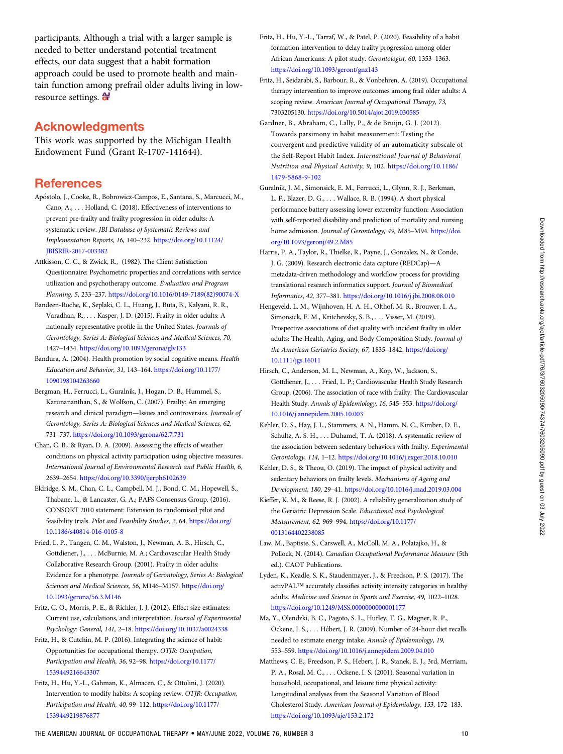participants. Although a trial with a larger sample is needed to better understand potential treatment effects, our data suggest that a habit formation approach could be used to promote health and maintain function among prefrail older adults living in low-resource settings.

## Acknowledgments

This work was supported by the Michigan Health Endowment Fund (Grant R-1707-141644).

## References

Apóstolo, J., Cooke, R., Bobrowicz-Campos, E., Santana, S., Marcucci, M., Cano, A., . . . Holland, C. (2018). Effectiveness of interventions to prevent pre-frailty and frailty progression in older adults: A systematic review. *JBI Database of Systematic Reviews and Implementation Reports, 16,* 140–232. https://doi.org/10.11124/JBISRIR-2017-003382

Attkisson, C. C., & Zwick, R., (1982). The Client Satisfaction Questionnaire: Psychometric properties and correlations with service utilization and psychotherapy outcome. *Evaluation and Program Planning, 5,* 233–237. https://doi.org/10.1016/0149-7189(82)90074-X

Bandeen-Roche, K., Seplaki, C. L., Huang, J., Buta, B., Kalyani, R. R., Varadhan, R., . . . Kasper, J. D. (2015). Frailty in older adults: A nationally representative profile in the United States. *Journals of Gerontology, Series A: Biological Sciences and Medical Sciences, 70,* 1427–1434. https://doi.org/10.1093/gerona/glv133

Bandura, A. (2004). Health promotion by social cognitive means. *Health Education and Behavior, 31,* 143–164. https://doi.org/10.1177/1090198104263660

Bergman, H., Ferrucci, L., Guralnik, J., Hogan, D. B., Hummel, S., Karunananthan, S., & Wolfson, C. (2007). Frailty: An emerging research and clinical paradigm—Issues and controversies. *Journals of Gerontology, Series A: Biological Sciences and Medical Sciences, 62,* 731–737. https://doi.org/10.1093/gerona/62.7.731

Chan, C. B., & Ryan, D. A. (2009). Assessing the effects of weather conditions on physical activity participation using objective measures. *International Journal of Environmental Research and Public Health, 6,* 2639–2654. https://doi.org/10.3390/ijerph6102639

Eldridge, S. M., Chan, C. L., Campbell, M. J., Bond, C. M., Hopewell, S., Thabane, L., & Lancaster, G. A.; PAFS Consensus Group. (2016). CONSORT 2010 statement: Extension to randomised pilot and feasibility trials. *Pilot and Feasibility Studies, 2,* 64. https://doi.org/10.1186/s40814-016-0105-8

Fried, L. P., Tangen, C. M., Walston, J., Newman, A. B., Hirsch, C., Gottdiener, J., . . . McBurnie, M. A.; Cardiovascular Health Study Collaborative Research Group. (2001). Frailty in older adults: Evidence for a phenotype. *Journals of Gerontology, Series A: Biological Sciences and Medical Sciences, 56,* M146–M157. https://doi.org/10.1093/gerona/56.3.M146

Fritz, C. O., Morris, P. E., & Richler, J. J. (2012). Effect size estimates: Current use, calculations, and interpretation. *Journal of Experimental Psychology: General, 141,* 2–18. https://doi.org/10.1037/a0024338

Fritz, H., & Cutchin, M. P. (2016). Integrating the science of habit: Opportunities for occupational therapy. *OTJR: Occupation, Participation and Health, 36,* 92–98. https://doi.org/10.1177/1539449216643307

Fritz, H., Hu, Y.-L., Gahman, K., Almacen, C., & Ottolini, J. (2020). Intervention to modify habits: A scoping review. *OTJR: Occupation, Participation and Health, 40,* 99–112. https://doi.org/10.1177/1539449219876877

Fritz, H., Hu, Y.-L., Tarraf, W., & Patel, P. (2020). Feasibility of a habit formation intervention to delay frailty progression among older African Americans: A pilot study. *Gerontologist, 60,* 1353–1363. https://doi.org/10.1093/geront/gnz143

Fritz, H., Seidarabi, S., Barbour, R., & Vonbehren, A. (2019). Occupational therapy intervention to improve outcomes among frail older adults: A scoping review. *American Journal of Occupational Therapy, 73,* 7303205130. https://doi.org/10.5014/ajot.2019.030585

Gardner, B., Abraham, C., Lally, P., & de Bruijn, G. J. (2012). Towards parsimony in habit measurement: Testing the convergent and predictive validity of an automaticity subscale of the Self-Report Habit Index. *International Journal of Behavioral Nutrition and Physical Activity, 9,* 102. https://doi.org/10.1186/1479-5868-9-102

Guralnik, J. M., Simonsick, E. M., Ferrucci, L., Glynn, R. J., Berkman, L. F., Blazer, D. G., . . . Wallace, R. B. (1994). A short physical performance battery assessing lower extremity function: Association with self-reported disability and prediction of mortality and nursing home admission. *Journal of Gerontology, 49,* M85–M94. https://doi.org/10.1093/geronj/49.2.M85

Harris, P. A., Taylor, R., Thielke, R., Payne, J., Gonzalez, N., & Conde, J. G. (2009). Research electronic data capture (REDCap)—A metadata-driven methodology and workflow process for providing translational research informatics support. *Journal of Biomedical Informatics, 42,* 377–381. https://doi.org/10.1016/j.jbi.2008.08.010

Hengeveld, L. M., Wijnhoven, H. A. H., Olthof, M. R., Brouwer, I. A., Simonsick, E. M., Kritchevsky, S. B., . . . Visser, M. (2019). Prospective associations of diet quality with incident frailty in older adults: The Health, Aging, and Body Composition Study. *Journal of the American Geriatrics Society, 67,* 1835–1842. https://doi.org/10.1111/jgs.16011

Hirsch, C., Anderson, M. L., Newman, A., Kop, W., Jackson, S., Gottdiener, J., . . . Fried, L. P.; Cardiovascular Health Study Research Group. (2006). The association of race with frailty: The Cardiovascular Health Study. *Annals of Epidemiology, 16,* 545–553. https://doi.org/10.1016/j.annepidem.2005.10.003

Kehler, D. S., Hay, J. L., Stammers, A. N., Hamm, N. C., Kimber, D. E., Schultz, A. S. H., . . . Duhamel, T. A. (2018). A systematic review of the association between sedentary behaviors with frailty. *Experimental Gerontology, 114,* 1–12. https://doi.org/10.1016/j.exger.2018.10.010

Kehler, D. S., & Theou, O. (2019). The impact of physical activity and sedentary behaviors on frailty levels. *Mechanisms of Ageing and Development, 180,* 29–41. https://doi.org/10.1016/j.mad.2019.03.004

Kieffer, K. M., & Reese, R. J. (2002). A reliability generalization study of the Geriatric Depression Scale. *Educational and Psychological Measurement, 62,* 969–994. https://doi.org/10.1177/0013164402238085

Law, M., Baptiste, S., Carswell, A., McColl, M. A., Polatajko, H., & Pollock, N. (2014). *Canadian Occupational Performance Measure* (5th ed.). CAOT Publications.

Lyden, K., Keadle, S. K., Staudenmayer, J., & Freedson, P. S. (2017). The activPAL™ accurately classifies activity intensity categories in healthy adults. *Medicine and Science in Sports and Exercise, 49,* 1022–1028. https://doi.org/10.1249/MSS.0000000000001177

Ma, Y., Olendzki, B. C., Pagoto, S. L., Hurley, T. G., Magner, R. P., Ockene, I. S., . . . Hébert, J. R. (2009). Number of 24-hour diet recalls needed to estimate energy intake. *Annals of Epidemiology, 19,* 553–559. https://doi.org/10.1016/j.annepidem.2009.04.010

Matthews, C. E., Freedson, P. S., Hebert, J. R., Stanek, E. J., 3rd, Merriam, P. A., Rosal, M. C., . . . Ockene, I. S. (2001). Seasonal variation in household, occupational, and leisure time physical activity: Longitudinal analyses from the Seasonal Variation of Blood Cholesterol Study. *American Journal of Epidemiology, 153,* 172–183. https://doi.org/10.1093/aje/153.2.172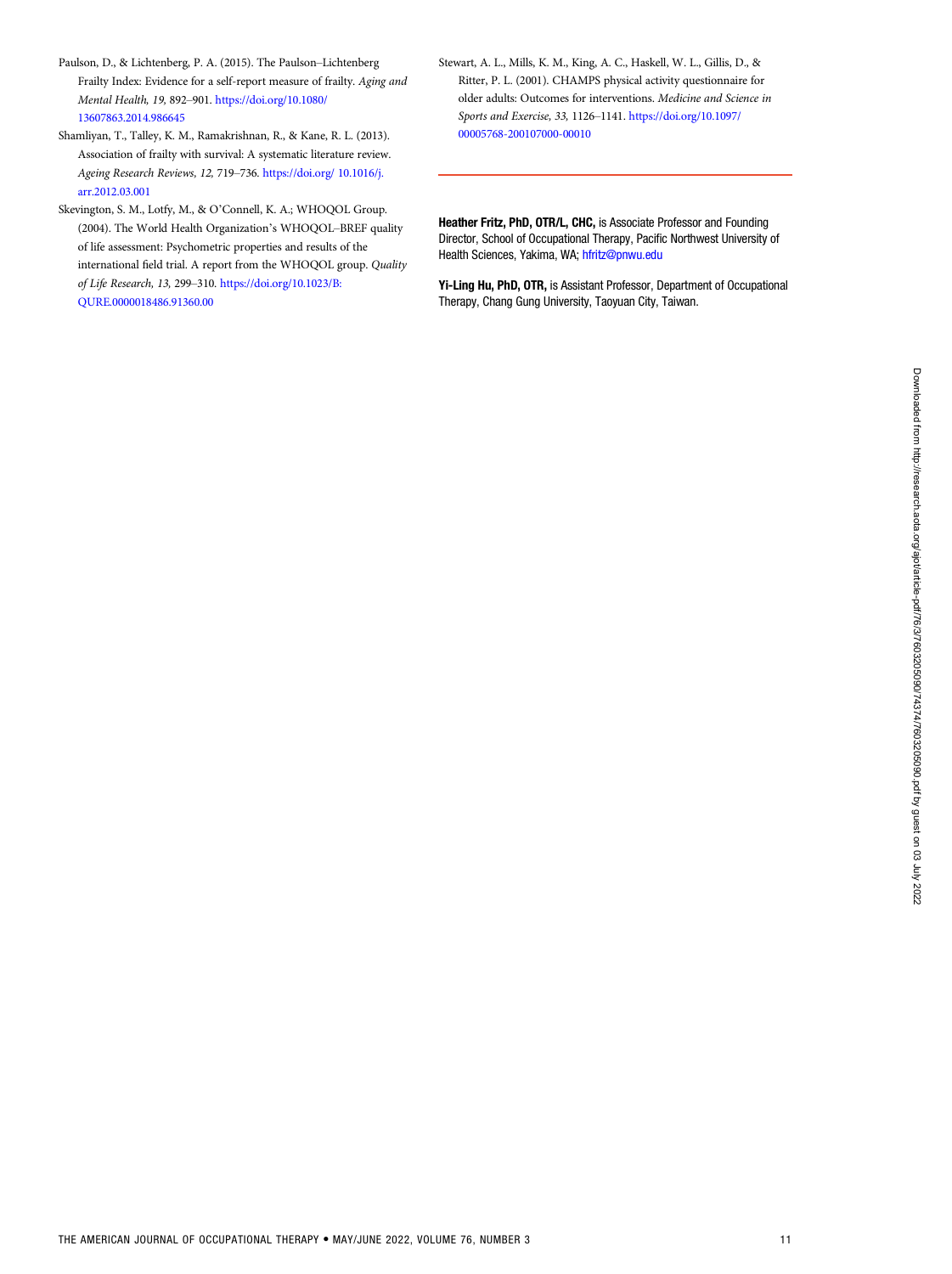Paulson, D., & Lichtenberg, P. A. (2015). The Paulson–Lichtenberg Frailty Index: Evidence for a self-report measure of frailty. *Aging and Mental Health, 19,* 892–901. https://doi.org/10.1080/13607863.2014.986645

Shamliyan, T., Talley, K. M., Ramakrishnan, R., & Kane, R. L. (2013). Association of frailty with survival: A systematic literature review. *Ageing Research Reviews, 12,* 719–736. https://doi.org/ 10.1016/j.arr.2012.03.001

Skevington, S. M., Lotfy, M., & O'Connell, K. A.; WHOQOL Group. (2004). The World Health Organization's WHOQOL–BREF quality of life assessment: Psychometric properties and results of the international field trial. A report from the WHOQOL group. *Quality of Life Research, 13,* 299–310. https://doi.org/10.1023/B:QURE.0000018486.91360.00

Stewart, A. L., Mills, K. M., King, A. C., Haskell, W. L., Gillis, D., & Ritter, P. L. (2001). CHAMPS physical activity questionnaire for older adults: Outcomes for interventions. *Medicine and Science in Sports and Exercise, 33,* 1126–1141. https://doi.org/10.1097/00005768-200107000-00010

---

**Heather Fritz, PhD, OTR/L, CHC,** is Associate Professor and Founding Director, School of Occupational Therapy, Pacific Northwest University of Health Sciences, Yakima, WA; hfritz@pnwu.edu

**Yi-Ling Hu, PhD, OTR,** is Assistant Professor, Department of Occupational Therapy, Chang Gung University, Taoyuan City, Taiwan.